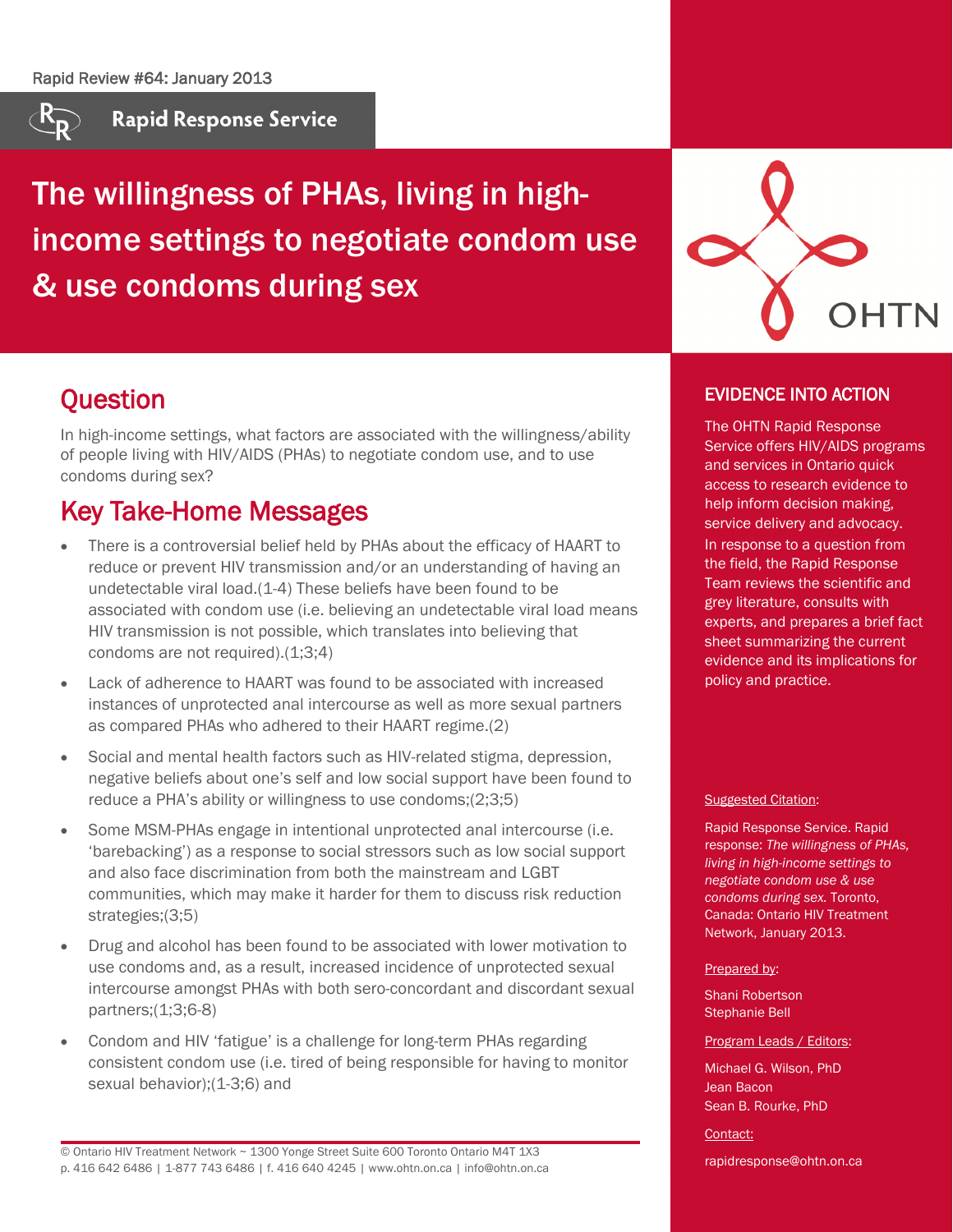Rapid Review #64: January 2013

Rapid Response Service

# The willingness of PHAs, living in high-income settings to negotiate condom use & use condoms during sex

## Question

In high-income settings, what factors are associated with the willingness/ability of people living with HIV/AIDS (PHAs) to negotiate condom use, and to use condoms during sex?

## Key Take-Home Messages

- There is a controversial belief held by PHAs about the efficacy of HAART to reduce or prevent HIV transmission and/or an understanding of having an undetectable viral load.(1-4) These beliefs have been found to be associated with condom use (i.e. believing an undetectable viral load means HIV transmission is not possible, which translates into believing that condoms are not required).(1;3;4)
- Lack of adherence to HAART was found to be associated with increased instances of unprotected anal intercourse as well as more sexual partners as compared PHAs who adhered to their HAART regime.(2)
- Social and mental health factors such as HIV-related stigma, depression, negative beliefs about one's self and low social support have been found to reduce a PHA's ability or willingness to use condoms;(2;3;5)
- Some MSM-PHAs engage in intentional unprotected anal intercourse (i.e. 'barebacking') as a response to social stressors such as low social support and also face discrimination from both the mainstream and LGBT communities, which may make it harder for them to discuss risk reduction strategies;(3;5)
- Drug and alcohol has been found to be associated with lower motivation to use condoms and, as a result, increased incidence of unprotected sexual intercourse amongst PHAs with both sero-concordant and discordant sexual partners;(1;3;6-8)
- Condom and HIV 'fatigue' is a challenge for long-term PHAs regarding consistent condom use (i.e. tired of being responsible for having to monitor sexual behavior);(1-3;6) and

## EVIDENCE INTO ACTION

The OHTN Rapid Response Service offers HIV/AIDS programs and services in Ontario quick access to research evidence to help inform decision making, service delivery and advocacy.

In response to a question from the field, the Rapid Response Team reviews the scientific and grey literature, consults with experts, and prepares a brief fact sheet summarizing the current evidence and its implications for policy and practice.

Suggested Citation:

Rapid Response Service. Rapid response: *The willingness of PHAs, living in high-income settings to negotiate condom use & use condoms during sex.* Toronto, Canada: Ontario HIV Treatment Network, January 2013.

Prepared by:

Shani Robertson
Stephanie Bell

Program Leads / Editors:

Michael G. Wilson, PhD
Jean Bacon
Sean B. Rourke, PhD

Contact:

rapidresponse@ohtn.on.ca

© Ontario HIV Treatment Network ~ 1300 Yonge Street Suite 600 Toronto Ontario M4T 1X3
p. 416 642 6486 | 1-877 743 6486 | f. 416 640 4245 | www.ohtn.on.ca | info@ohtn.on.ca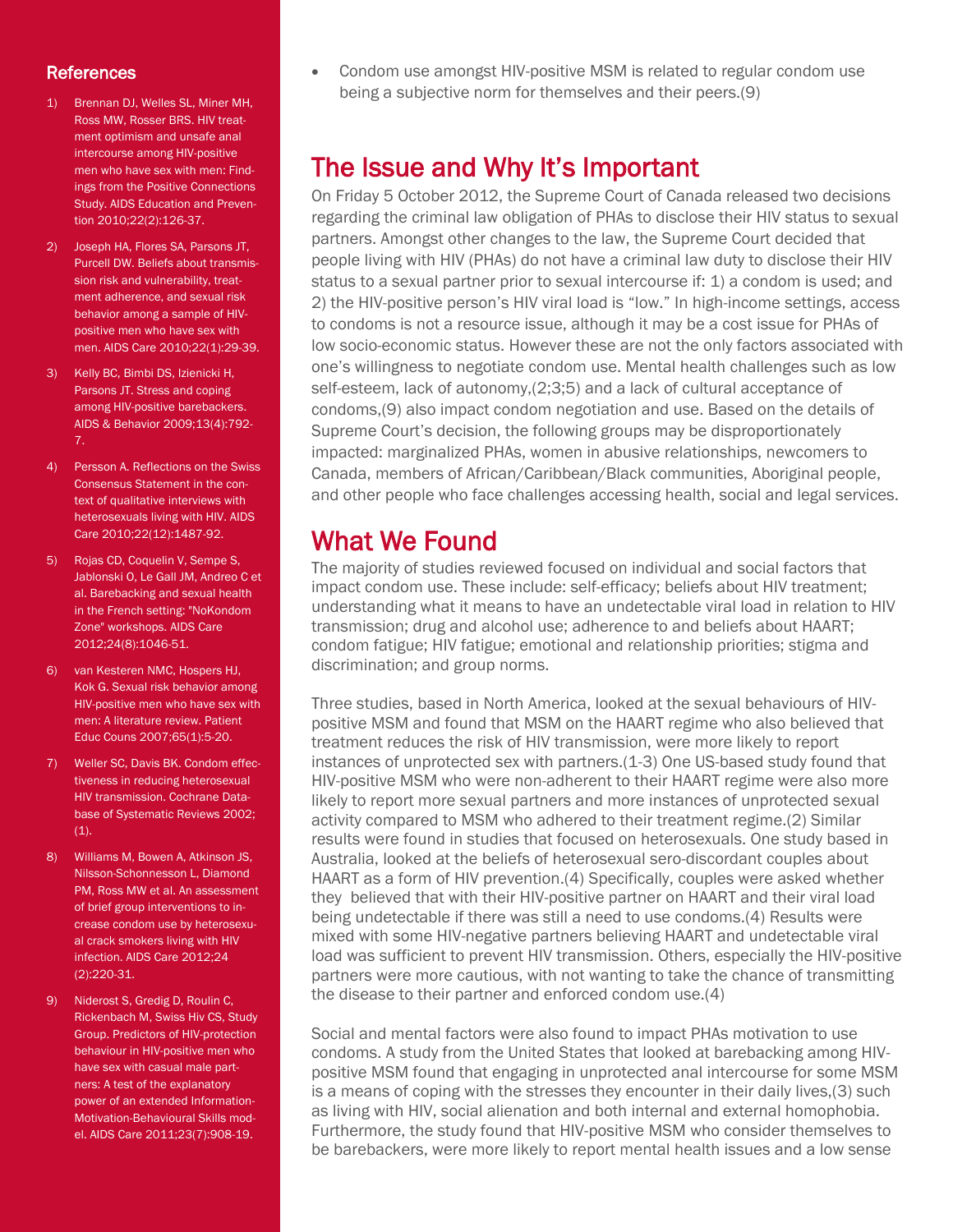- Condom use amongst HIV-positive MSM is related to regular condom use being a subjective norm for themselves and their peers.(9)

## The Issue and Why It's Important

On Friday 5 October 2012, the Supreme Court of Canada released two decisions regarding the criminal law obligation of PHAs to disclose their HIV status to sexual partners. Amongst other changes to the law, the Supreme Court decided that people living with HIV (PHAs) do not have a criminal law duty to disclose their HIV status to a sexual partner prior to sexual intercourse if: 1) a condom is used; and 2) the HIV-positive person's HIV viral load is "low." In high-income settings, access to condoms is not a resource issue, although it may be a cost issue for PHAs of low socio-economic status. However these are not the only factors associated with one's willingness to negotiate condom use. Mental health challenges such as low self-esteem, lack of autonomy,(2;3;5) and a lack of cultural acceptance of condoms,(9) also impact condom negotiation and use. Based on the details of Supreme Court's decision, the following groups may be disproportionately impacted: marginalized PHAs, women in abusive relationships, newcomers to Canada, members of African/Caribbean/Black communities, Aboriginal people, and other people who face challenges accessing health, social and legal services.

## What We Found

The majority of studies reviewed focused on individual and social factors that impact condom use. These include: self-efficacy; beliefs about HIV treatment; understanding what it means to have an undetectable viral load in relation to HIV transmission; drug and alcohol use; adherence to and beliefs about HAART; condom fatigue; HIV fatigue; emotional and relationship priorities; stigma and discrimination; and group norms.

Three studies, based in North America, looked at the sexual behaviours of HIV-positive MSM and found that MSM on the HAART regime who also believed that treatment reduces the risk of HIV transmission, were more likely to report instances of unprotected sex with partners.(1-3) One US-based study found that HIV-positive MSM who were non-adherent to their HAART regime were also more likely to report more sexual partners and more instances of unprotected sexual activity compared to MSM who adhered to their treatment regime.(2) Similar results were found in studies that focused on heterosexuals. One study based in Australia, looked at the beliefs of heterosexual sero-discordant couples about HAART as a form of HIV prevention.(4) Specifically, couples were asked whether they believed that with their HIV-positive partner on HAART and their viral load being undetectable if there was still a need to use condoms.(4) Results were mixed with some HIV-negative partners believing HAART and undetectable viral load was sufficient to prevent HIV transmission. Others, especially the HIV-positive partners were more cautious, with not wanting to take the chance of transmitting the disease to their partner and enforced condom use.(4)

Social and mental factors were also found to impact PHAs motivation to use condoms. A study from the United States that looked at barebacking among HIV-positive MSM found that engaging in unprotected anal intercourse for some MSM is a means of coping with the stresses they encounter in their daily lives,(3) such as living with HIV, social alienation and both internal and external homophobia. Furthermore, the study found that HIV-positive MSM who consider themselves to be barebackers, were more likely to report mental health issues and a low sense

### References

1) Brennan DJ, Welles SL, Miner MH, Ross MW, Rosser BRS. HIV treatment optimism and unsafe anal intercourse among HIV-positive men who have sex with men: Findings from the Positive Connections Study. AIDS Education and Prevention 2010;22(2):126-37.
2) Joseph HA, Flores SA, Parsons JT, Purcell DW. Beliefs about transmission risk and vulnerability, treatment adherence, and sexual risk behavior among a sample of HIV-positive men who have sex with men. AIDS Care 2010;22(1):29-39.
3) Kelly BC, Bimbi DS, Izienicki H, Parsons JT. Stress and coping among HIV-positive barebackers. AIDS & Behavior 2009;13(4):792-7.
4) Persson A. Reflections on the Swiss Consensus Statement in the context of qualitative interviews with heterosexuals living with HIV. AIDS Care 2010;22(12):1487-92.
5) Rojas CD, Coquelin V, Sempe S, Jablonski O, Le Gall JM, Andreo C et al. Barebacking and sexual health in the French setting: "NoKondom Zone" workshops. AIDS Care 2012;24(8):1046-51.
6) van Kesteren NMC, Hospers HJ, Kok G. Sexual risk behavior among HIV-positive men who have sex with men: A literature review. Patient Educ Couns 2007;65(1):5-20.
7) Weller SC, Davis BK. Condom effectiveness in reducing heterosexual HIV transmission. Cochrane Database of Systematic Reviews 2002;(1).
8) Williams M, Bowen A, Atkinson JS, Nilsson-Schonnesson L, Diamond PM, Ross MW et al. An assessment of brief group interventions to increase condom use by heterosexual crack smokers living with HIV infection. AIDS Care 2012;24(2):220-31.
9) Niderost S, Gredig D, Roulin C, Rickenbach M, Swiss Hiv CS, Study Group. Predictors of HIV-protection behaviour in HIV-positive men who have sex with casual male partners: A test of the explanatory power of an extended Information-Motivation-Behavioural Skills model. AIDS Care 2011;23(7):908-19.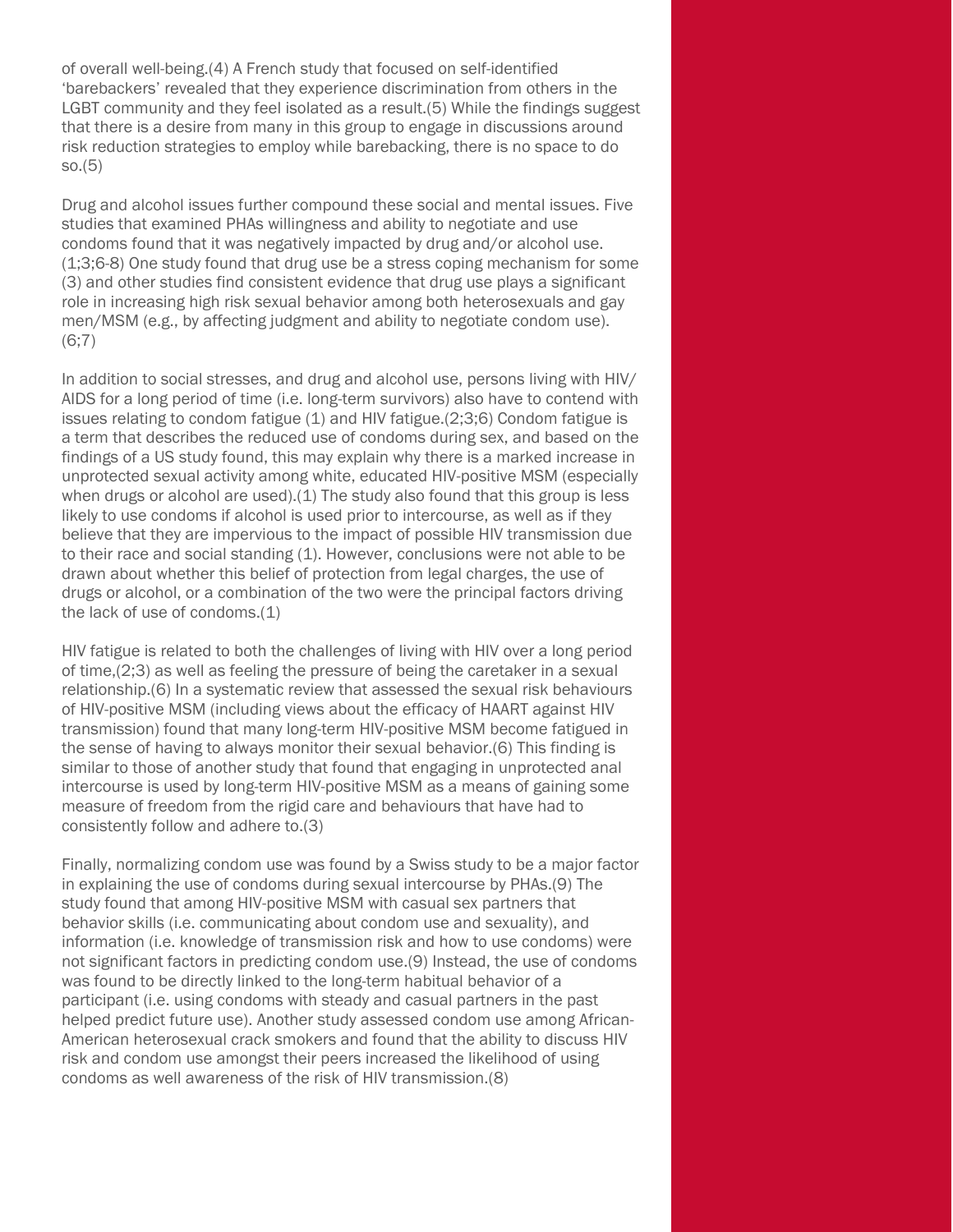of overall well-being.(4) A French study that focused on self-identified 'barebackers' revealed that they experience discrimination from others in the LGBT community and they feel isolated as a result.(5) While the findings suggest that there is a desire from many in this group to engage in discussions around risk reduction strategies to employ while barebacking, there is no space to do so.(5)

Drug and alcohol issues further compound these social and mental issues. Five studies that examined PHAs willingness and ability to negotiate and use condoms found that it was negatively impacted by drug and/or alcohol use.(1;3;6-8) One study found that drug use be a stress coping mechanism for some (3) and other studies find consistent evidence that drug use plays a significant role in increasing high risk sexual behavior among both heterosexuals and gay men/MSM (e.g., by affecting judgment and ability to negotiate condom use).(6;7)

In addition to social stresses, and drug and alcohol use, persons living with HIV/AIDS for a long period of time (i.e. long-term survivors) also have to contend with issues relating to condom fatigue (1) and HIV fatigue.(2;3;6) Condom fatigue is a term that describes the reduced use of condoms during sex, and based on the findings of a US study found, this may explain why there is a marked increase in unprotected sexual activity among white, educated HIV-positive MSM (especially when drugs or alcohol are used).(1) The study also found that this group is less likely to use condoms if alcohol is used prior to intercourse, as well as if they believe that they are impervious to the impact of possible HIV transmission due to their race and social standing (1). However, conclusions were not able to be drawn about whether this belief of protection from legal charges, the use of drugs or alcohol, or a combination of the two were the principal factors driving the lack of use of condoms.(1)

HIV fatigue is related to both the challenges of living with HIV over a long period of time,(2;3) as well as feeling the pressure of being the caretaker in a sexual relationship.(6) In a systematic review that assessed the sexual risk behaviours of HIV-positive MSM (including views about the efficacy of HAART against HIV transmission) found that many long-term HIV-positive MSM become fatigued in the sense of having to always monitor their sexual behavior.(6) This finding is similar to those of another study that found that engaging in unprotected anal intercourse is used by long-term HIV-positive MSM as a means of gaining some measure of freedom from the rigid care and behaviours that have had to consistently follow and adhere to.(3)

Finally, normalizing condom use was found by a Swiss study to be a major factor in explaining the use of condoms during sexual intercourse by PHAs.(9) The study found that among HIV-positive MSM with casual sex partners that behavior skills (i.e. communicating about condom use and sexuality), and information (i.e. knowledge of transmission risk and how to use condoms) were not significant factors in predicting condom use.(9) Instead, the use of condoms was found to be directly linked to the long-term habitual behavior of a participant (i.e. using condoms with steady and casual partners in the past helped predict future use). Another study assessed condom use among African-American heterosexual crack smokers and found that the ability to discuss HIV risk and condom use amongst their peers increased the likelihood of using condoms as well awareness of the risk of HIV transmission.(8)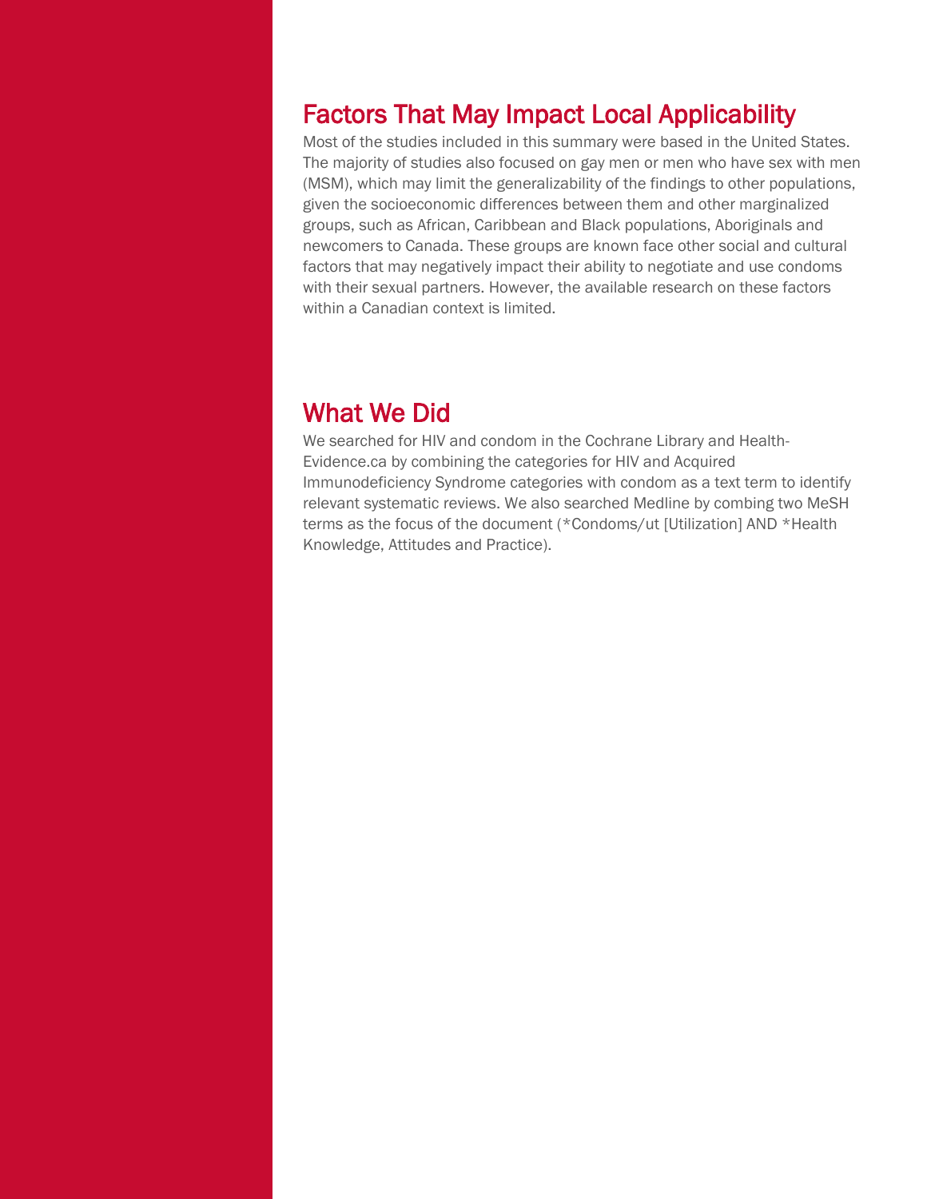## Factors That May Impact Local Applicability

Most of the studies included in this summary were based in the United States. The majority of studies also focused on gay men or men who have sex with men (MSM), which may limit the generalizability of the findings to other populations, given the socioeconomic differences between them and other marginalized groups, such as African, Caribbean and Black populations, Aboriginals and newcomers to Canada. These groups are known face other social and cultural factors that may negatively impact their ability to negotiate and use condoms with their sexual partners. However, the available research on these factors within a Canadian context is limited.

## What We Did

We searched for HIV and condom in the Cochrane Library and Health-Evidence.ca by combining the categories for HIV and Acquired Immunodeficiency Syndrome categories with condom as a text term to identify relevant systematic reviews. We also searched Medline by combing two MeSH terms as the focus of the document (*Condoms/ut [Utilization] AND *Health Knowledge, Attitudes and Practice).